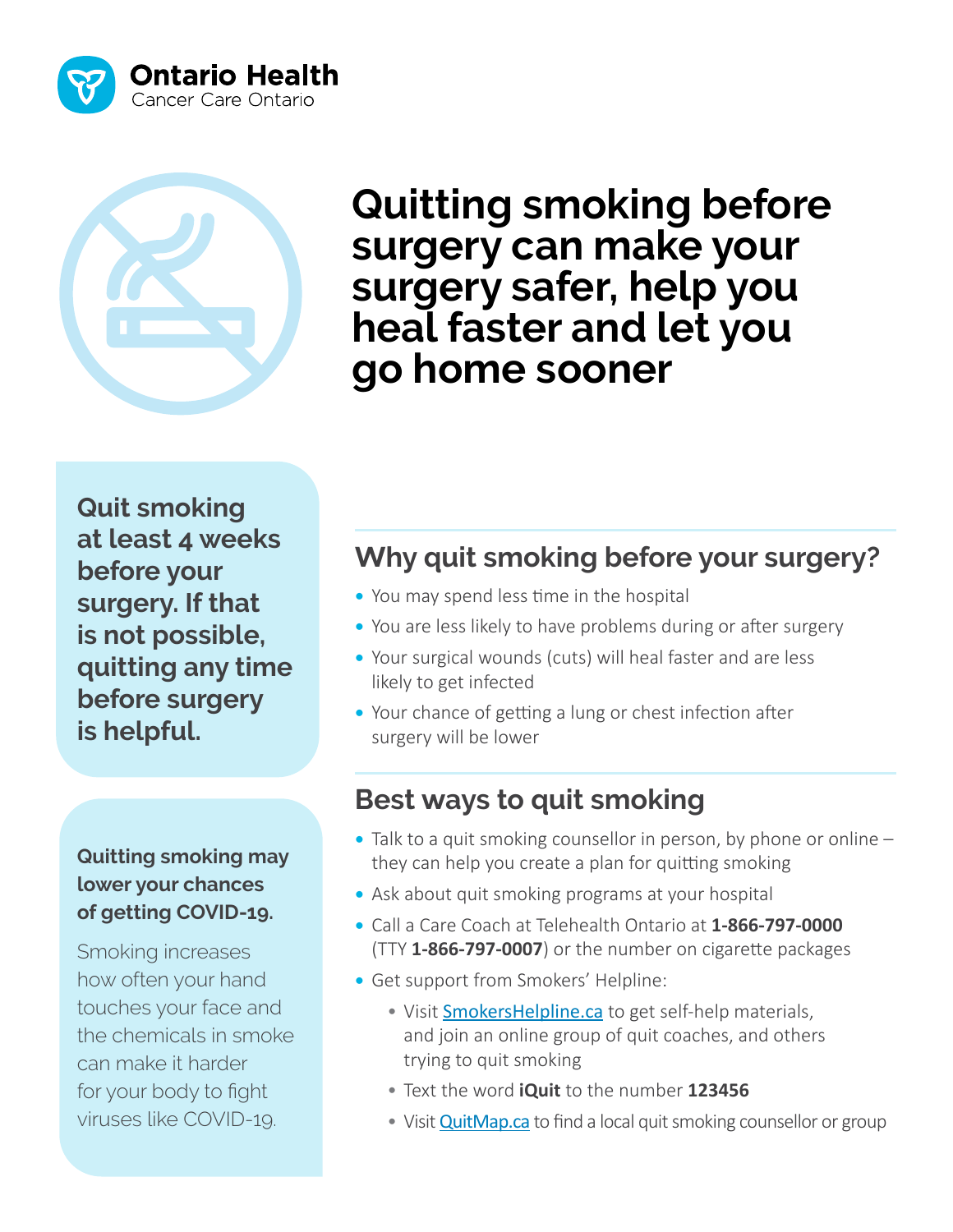Ontario Health
Cancer Care Ontario

# Quitting smoking before surgery can make your surgery safer, help you heal faster and let you go home sooner

**Quit smoking at least 4 weeks before your surgery. If that is not possible, quitting any time before surgery is helpful.**

**Quitting smoking may lower your chances of getting COVID-19.**

Smoking increases how often your hand touches your face and the chemicals in smoke can make it harder for your body to fight viruses like COVID-19.

## Why quit smoking before your surgery?

- You may spend less time in the hospital
- You are less likely to have problems during or after surgery
- Your surgical wounds (cuts) will heal faster and are less likely to get infected
- Your chance of getting a lung or chest infection after surgery will be lower

## Best ways to quit smoking

- Talk to a quit smoking counsellor in person, by phone or online – they can help you create a plan for quitting smoking
- Ask about quit smoking programs at your hospital
- Call a Care Coach at Telehealth Ontario at **1-866-797-0000** (TTY **1-866-797-0007**) or the number on cigarette packages
- Get support from Smokers' Helpline:
  - Visit SmokersHelpline.ca to get self-help materials, and join an online group of quit coaches, and others trying to quit smoking
  - Text the word **iQuit** to the number **123456**
  - Visit QuitMap.ca to find a local quit smoking counsellor or group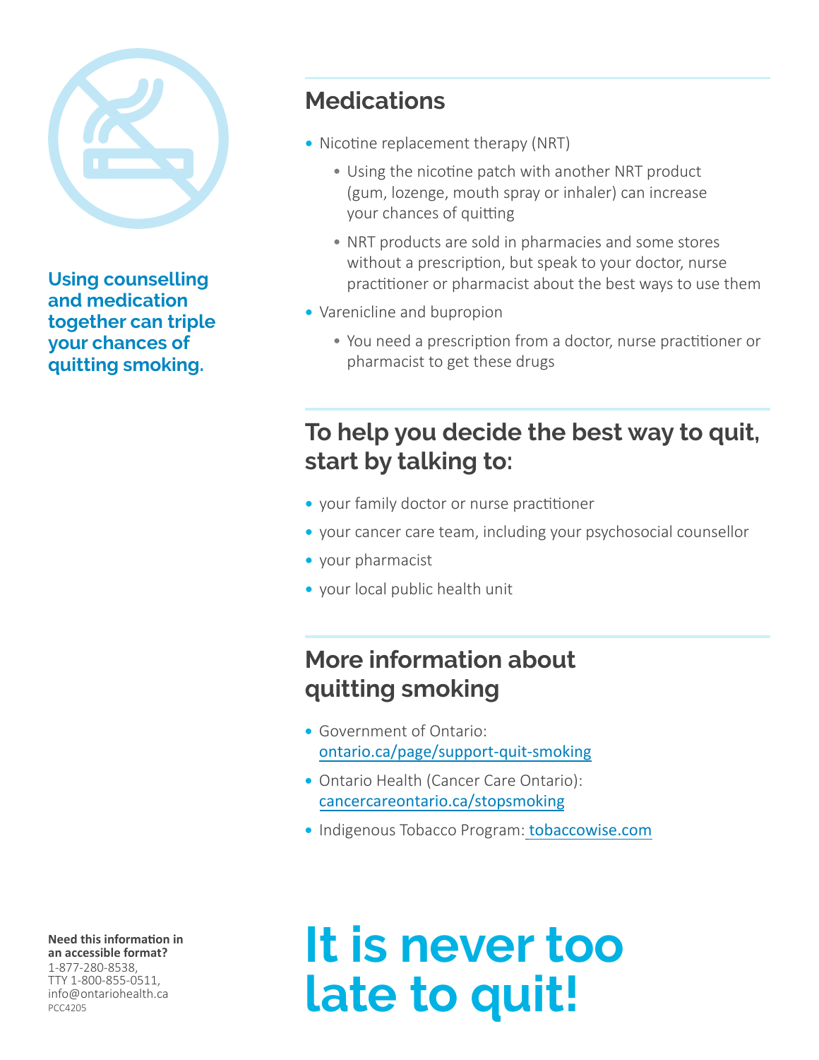**Using counselling and medication together can triple your chances of quitting smoking.**

## Medications

- Nicotine replacement therapy (NRT)
  - Using the nicotine patch with another NRT product (gum, lozenge, mouth spray or inhaler) can increase your chances of quitting
  - NRT products are sold in pharmacies and some stores without a prescription, but speak to your doctor, nurse practitioner or pharmacist about the best ways to use them
- Varenicline and bupropion
  - You need a prescription from a doctor, nurse practitioner or pharmacist to get these drugs

## To help you decide the best way to quit, start by talking to:

- your family doctor or nurse practitioner
- your cancer care team, including your psychosocial counsellor
- your pharmacist
- your local public health unit

## More information about quitting smoking

- Government of Ontario: ontario.ca/page/support-quit-smoking
- Ontario Health (Cancer Care Ontario): cancercareontario.ca/stopsmoking
- Indigenous Tobacco Program: tobaccowise.com

# It is never too late to quit!

**Need this information in an accessible format?**
1-877-280-8538,
TTY 1-800-855-0511,
info@ontariohealth.ca
PCC4205